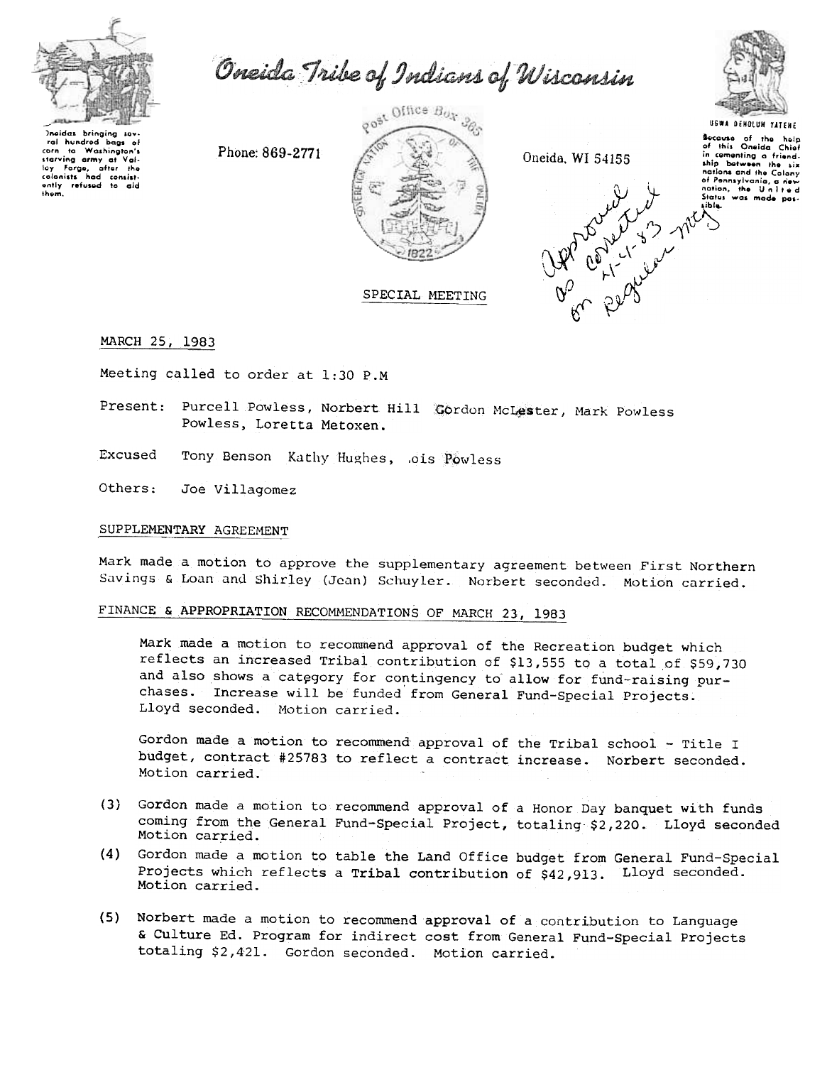Oneidas bringing several hundred bags of corn to Washington's starving army at Valley Forge, after the colonists had consistently refused to aid them.

# Oneida Tribe of Indians of Wisconsin

Phone: 869-2771

Post Office Box 365

Oneida, WI 54155

UGWA DEHOLUH YATEHE

Because of the help of this Oneida Chief in cementing a friendship between the six nations and the Colony of Pennsylvania, a new nation, the United States was made possible.

Approved as corrected 4-4-83 on Regular mtg

SPECIAL MEETING

MARCH 25, 1983

Meeting called to order at 1:30 P.M

Present: Purcell Powless, Norbert Hill Gordon McLester, Mark Powless Powless, Loretta Metoxen.

Excused Tony Benson Kathy Hughes, ,ois Powless

Others: Joe Villagomez

## SUPPLEMENTARY AGREEMENT

Mark made a motion to approve the supplementary agreement between First Northern Savings & Loan and Shirley (Jean) Schuyler. Norbert seconded. Motion carried.

## FINANCE & APPROPRIATION RECOMMENDATIONS OF MARCH 23, 1983

Mark made a motion to recommend approval of the Recreation budget which reflects an increased Tribal contribution of $13,555 to a total of $59,730 and also shows a category for contingency to allow for fund-raising purchases. Increase will be funded from General Fund-Special Projects. Lloyd seconded. Motion carried.

Gordon made a motion to recommend approval of the Tribal school - Title I budget, contract #25783 to reflect a contract increase. Norbert seconded. Motion carried.

(3) Gordon made a motion to recommend approval of a Honor Day banquet with funds coming from the General Fund-Special Project, totaling $2,220. Lloyd seconded Motion carried.

(4) Gordon made a motion to table the Land Office budget from General Fund-Special Projects which reflects a Tribal contribution of $42,913. Lloyd seconded. Motion carried.

(5) Norbert made a motion to recommend approval of a contribution to Language & Culture Ed. Program for indirect cost from General Fund-Special Projects totaling $2,421. Gordon seconded. Motion carried.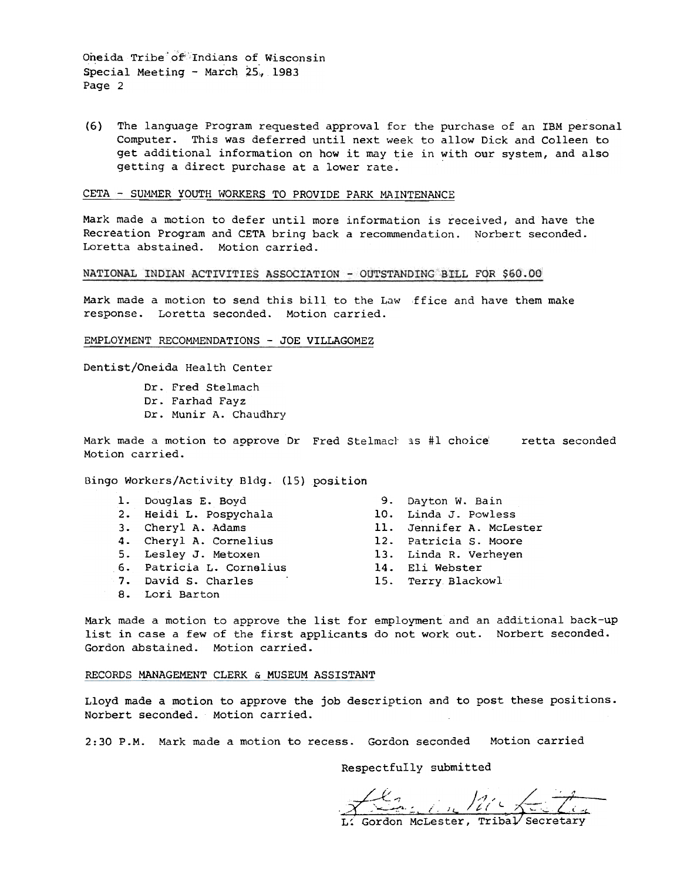Oneida Tribe of Indians of Wisconsin
Special Meeting - March 25, 1983
Page 2

(6) The language Program requested approval for the purchase of an IBM personal Computer. This was deferred until next week to allow Dick and Colleen to get additional information on how it may tie in with our system, and also getting a direct purchase at a lower rate.

CETA - SUMMER YOUTH WORKERS TO PROVIDE PARK MAINTENANCE

Mark made a motion to defer until more information is received, and have the Recreation Program and CETA bring back a recommendation. Norbert seconded. Loretta abstained. Motion carried.

NATIONAL INDIAN ACTIVITIES ASSOCIATION - OUTSTANDING BILL FOR $60.00

Mark made a motion to send this bill to the Law ffice and have them make response. Loretta seconded. Motion carried.

EMPLOYMENT RECOMMENDATIONS - JOE VILLAGOMEZ

Dentist/Oneida Health Center

Dr. Fred Stelmach
Dr. Farhad Fayz
Dr. Munir A. Chaudhry

Mark made a motion to approve Dr Fred Stelmacl as #1 choice retta seconded Motion carried.

Bingo Workers/Activity Bldg. (15) position

1. Douglas E. Boyd
2. Heidi L. Pospychala
3. Cheryl A. Adams
4. Cheryl A. Cornelius
5. Lesley J. Metoxen
6. Patricia L. Cornelius
7. David S. Charles
8. Lori Barton
9. Dayton W. Bain
10. Linda J. Powless
11. Jennifer A. McLester
12. Patricia S. Moore
13. Linda R. Verheyen
14. Eli Webster
15. Terry Blackowl

Mark made a motion to approve the list for employment and an additional back-up list in case a few of the first applicants do not work out. Norbert seconded. Gordon abstained. Motion carried.

RECORDS MANAGEMENT CLERK & MUSEUM ASSISTANT

Lloyd made a motion to approve the job description and to post these positions. Norbert seconded. Motion carried.

2:30 P.M. Mark made a motion to recess. Gordon seconded Motion carried

Respectfully submitted

L. Gordon McLester, Tribal Secretary